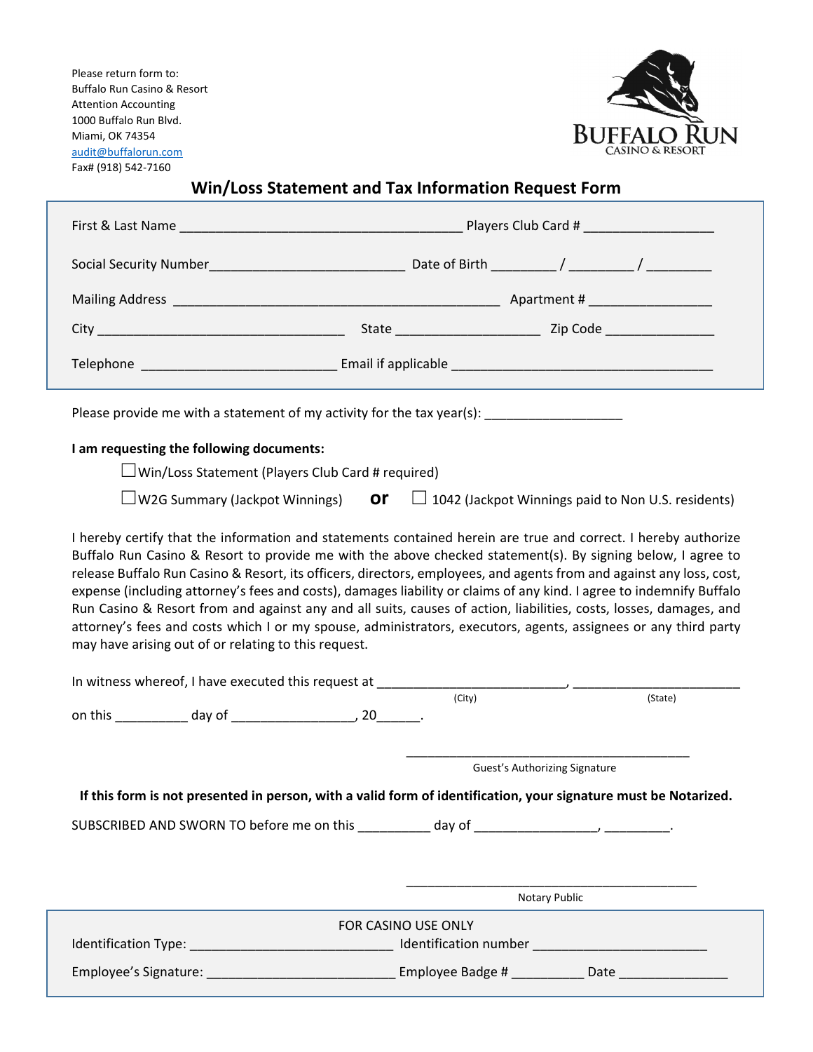Please return form to:
Buffalo Run Casino & Resort
Attention Accounting
1000 Buffalo Run Blvd.
Miami, OK 74354
audit@buffalorun.com
Fax# (918) 542-7160

BUFFALO RUN
CASINO & RESORT

## Win/Loss Statement and Tax Information Request Form

First & Last Name ______________________________________ Players Club Card # _________________

Social Security Number_________________________ Date of Birth ________ / ________ / ________

Mailing Address ____________________________________________ Apartment # ________________

City _________________________________ State ___________________ Zip Code _______________

Telephone __________________________ Email if applicable ___________________________________

Please provide me with a statement of my activity for the tax year(s): __________________

**I am requesting the following documents:**

☐ Win/Loss Statement (Players Club Card # required)

☐ W2G Summary (Jackpot Winnings) **or** ☐ 1042 (Jackpot Winnings paid to Non U.S. residents)

I hereby certify that the information and statements contained herein are true and correct. I hereby authorize Buffalo Run Casino & Resort to provide me with the above checked statement(s). By signing below, I agree to release Buffalo Run Casino & Resort, its officers, directors, employees, and agents from and against any loss, cost, expense (including attorney's fees and costs), damages liability or claims of any kind. I agree to indemnify Buffalo Run Casino & Resort from and against any and all suits, causes of action, liabilities, costs, losses, damages, and attorney's fees and costs which I or my spouse, administrators, executors, agents, assignees or any third party may have arising out of or relating to this request.

In witness whereof, I have executed this request at __________________________, _______________________
(City) (State)

on this __________ day of ________________, 20______.

__________________________________________
Guest's Authorizing Signature

**If this form is not presented in person, with a valid form of identification, your signature must be Notarized.**

SUBSCRIBED AND SWORN TO before me on this __________ day of ________________, _________.

__________________________________________
Notary Public

FOR CASINO USE ONLY

Identification Type: ___________________________ Identification number _______________________

Employee's Signature: _________________________ Employee Badge # _________ Date _______________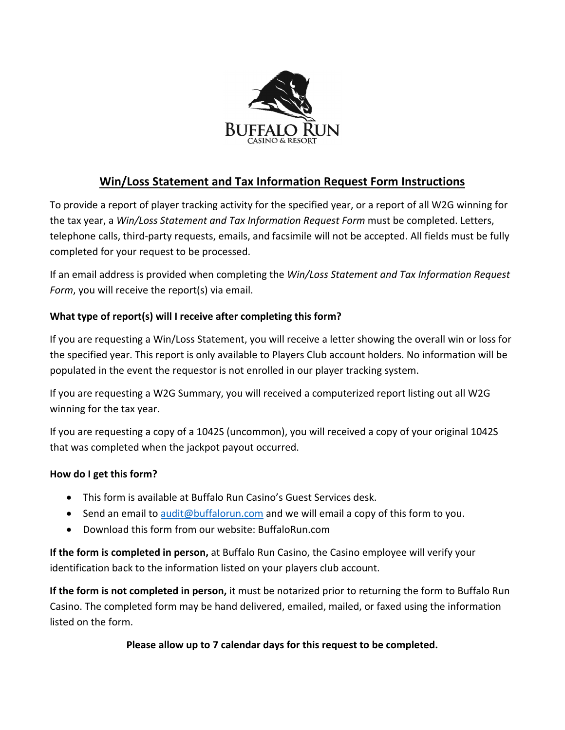# Win/Loss Statement and Tax Information Request Form Instructions

To provide a report of player tracking activity for the specified year, or a report of all W2G winning for the tax year, a *Win/Loss Statement and Tax Information Request Form* must be completed. Letters, telephone calls, third-party requests, emails, and facsimile will not be accepted. All fields must be fully completed for your request to be processed.

If an email address is provided when completing the *Win/Loss Statement and Tax Information Request Form*, you will receive the report(s) via email.

**What type of report(s) will I receive after completing this form?**

If you are requesting a Win/Loss Statement, you will receive a letter showing the overall win or loss for the specified year. This report is only available to Players Club account holders. No information will be populated in the event the requestor is not enrolled in our player tracking system.

If you are requesting a W2G Summary, you will received a computerized report listing out all W2G winning for the tax year.

If you are requesting a copy of a 1042S (uncommon), you will received a copy of your original 1042S that was completed when the jackpot payout occurred.

**How do I get this form?**

- This form is available at Buffalo Run Casino's Guest Services desk.
- Send an email to audit@buffalorun.com and we will email a copy of this form to you.
- Download this form from our website: BuffaloRun.com

**If the form is completed in person,** at Buffalo Run Casino, the Casino employee will verify your identification back to the information listed on your players club account.

**If the form is not completed in person,** it must be notarized prior to returning the form to Buffalo Run Casino. The completed form may be hand delivered, emailed, mailed, or faxed using the information listed on the form.

**Please allow up to 7 calendar days for this request to be completed.**